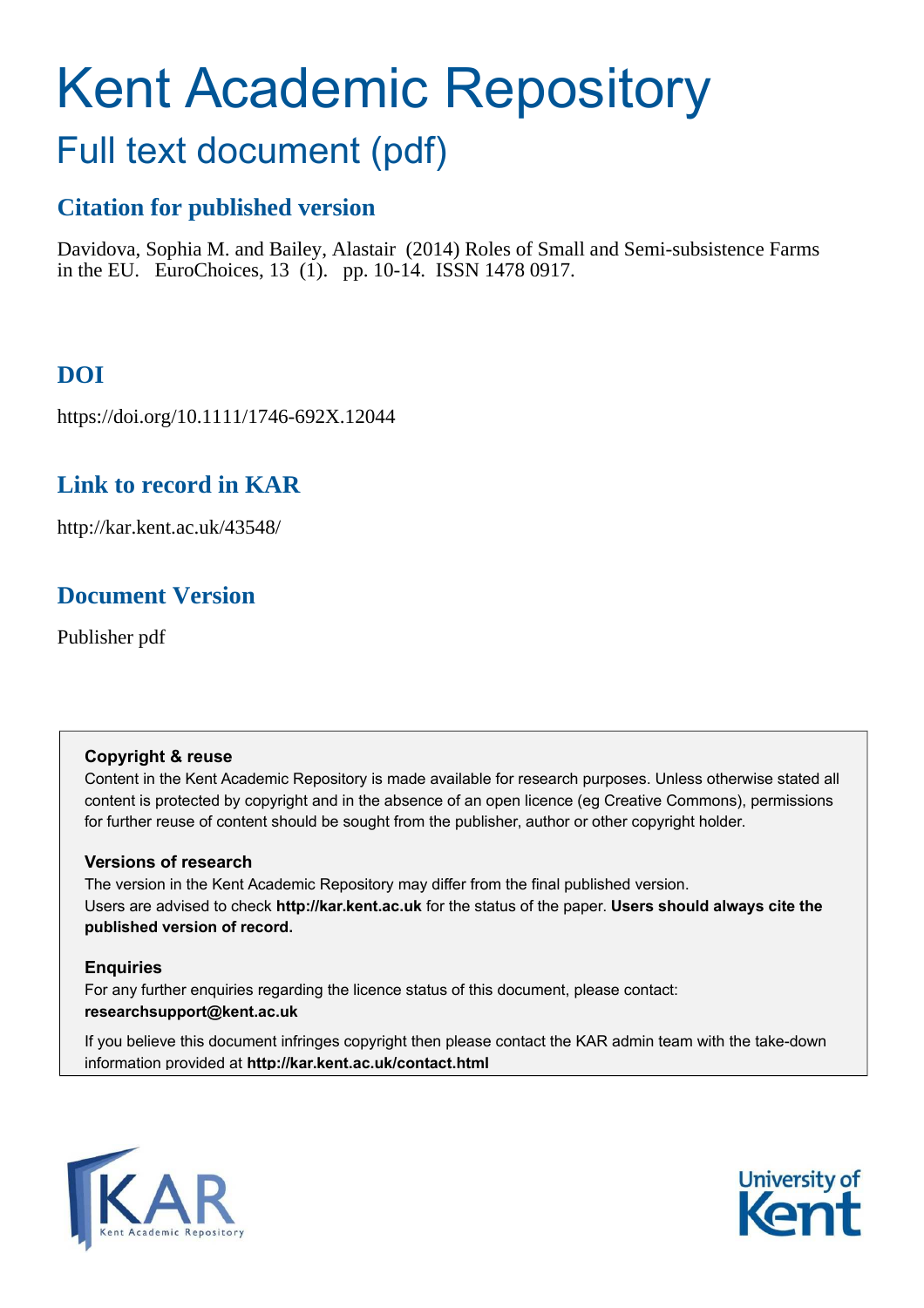# Kent Academic Repository

## Full text document (pdf)

### Citation for published version

Davidova, Sophia M. and Bailey, Alastair (2014) Roles of Small and Semi-subsistence Farms in the EU. EuroChoices, 13 (1). pp. 10-14. ISSN 1478 0917.

### DOI

https://doi.org/10.1111/1746-692X.12044

### Link to record in KAR

http://kar.kent.ac.uk/43548/

### Document Version

Publisher pdf

**Copyright & reuse**

Content in the Kent Academic Repository is made available for research purposes. Unless otherwise stated all content is protected by copyright and in the absence of an open licence (eg Creative Commons), permissions for further reuse of content should be sought from the publisher, author or other copyright holder.

**Versions of research**

The version in the Kent Academic Repository may differ from the final published version. Users are advised to check **http://kar.kent.ac.uk** for the status of the paper. **Users should always cite the published version of record.**

**Enquiries**

For any further enquiries regarding the licence status of this document, please contact: **researchsupport@kent.ac.uk**

If you believe this document infringes copyright then please contact the KAR admin team with the take-down information provided at **http://kar.kent.ac.uk/contact.html**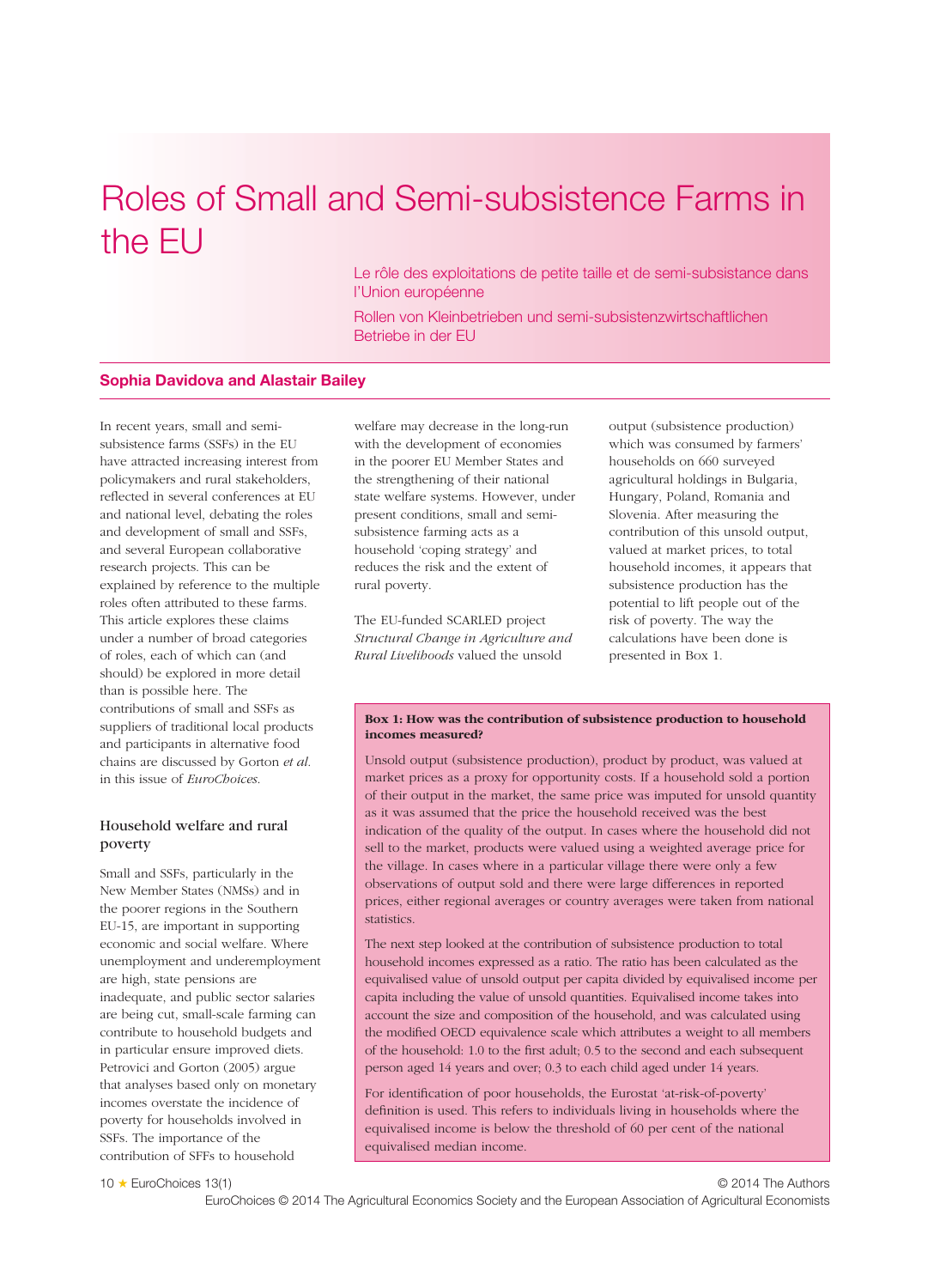# Roles of Small and Semi-subsistence Farms in the EU

Le rôle des exploitations de petite taille et de semi-subsistance dans l'Union européenne

Rollen von Kleinbetrieben und semi-subsistenzwirtschaftlichen Betriebe in der EU

**Sophia Davidova and Alastair Bailey**

In recent years, small and semi-subsistence farms (SSFs) in the EU have attracted increasing interest from policymakers and rural stakeholders, reflected in several conferences at EU and national level, debating the roles and development of small and SSFs, and several European collaborative research projects. This can be explained by reference to the multiple roles often attributed to these farms. This article explores these claims under a number of broad categories of roles, each of which can (and should) be explored in more detail than is possible here. The contributions of small and SSFs as suppliers of traditional local products and participants in alternative food chains are discussed by Gorton *et al.* in this issue of *EuroChoices*.

## Household welfare and rural poverty

Small and SSFs, particularly in the New Member States (NMSs) and in the poorer regions in the Southern EU-15, are important in supporting economic and social welfare. Where unemployment and underemployment are high, state pensions are inadequate, and public sector salaries are being cut, small-scale farming can contribute to household budgets and in particular ensure improved diets. Petrovici and Gorton (2005) argue that analyses based only on monetary incomes overstate the incidence of poverty for households involved in SSFs. The importance of the contribution of SFFs to household welfare may decrease in the long-run with the development of economies in the poorer EU Member States and the strengthening of their national state welfare systems. However, under present conditions, small and semi-subsistence farming acts as a household 'coping strategy' and reduces the risk and the extent of rural poverty.

The EU-funded SCARLED project *Structural Change in Agriculture and Rural Livelihoods* valued the unsold output (subsistence production) which was consumed by farmers' households on 660 surveyed agricultural holdings in Bulgaria, Hungary, Poland, Romania and Slovenia. After measuring the contribution of this unsold output, valued at market prices, to total household incomes, it appears that subsistence production has the potential to lift people out of the risk of poverty. The way the calculations have been done is presented in Box 1.

**Box 1: How was the contribution of subsistence production to household incomes measured?**

Unsold output (subsistence production), product by product, was valued at market prices as a proxy for opportunity costs. If a household sold a portion of their output in the market, the same price was imputed for unsold quantity as it was assumed that the price the household received was the best indication of the quality of the output. In cases where the household did not sell to the market, products were valued using a weighted average price for the village. In cases where in a particular village there were only a few observations of output sold and there were large differences in reported prices, either regional averages or country averages were taken from national statistics.

The next step looked at the contribution of subsistence production to total household incomes expressed as a ratio. The ratio has been calculated as the equivalised value of unsold output per capita divided by equivalised income per capita including the value of unsold quantities. Equivalised income takes into account the size and composition of the household, and was calculated using the modified OECD equivalence scale which attributes a weight to all members of the household: 1.0 to the first adult; 0.5 to the second and each subsequent person aged 14 years and over; 0.3 to each child aged under 14 years.

For identification of poor households, the Eurostat 'at-risk-of-poverty' definition is used. This refers to individuals living in households where the equivalised income is below the threshold of 60 per cent of the national equivalised median income.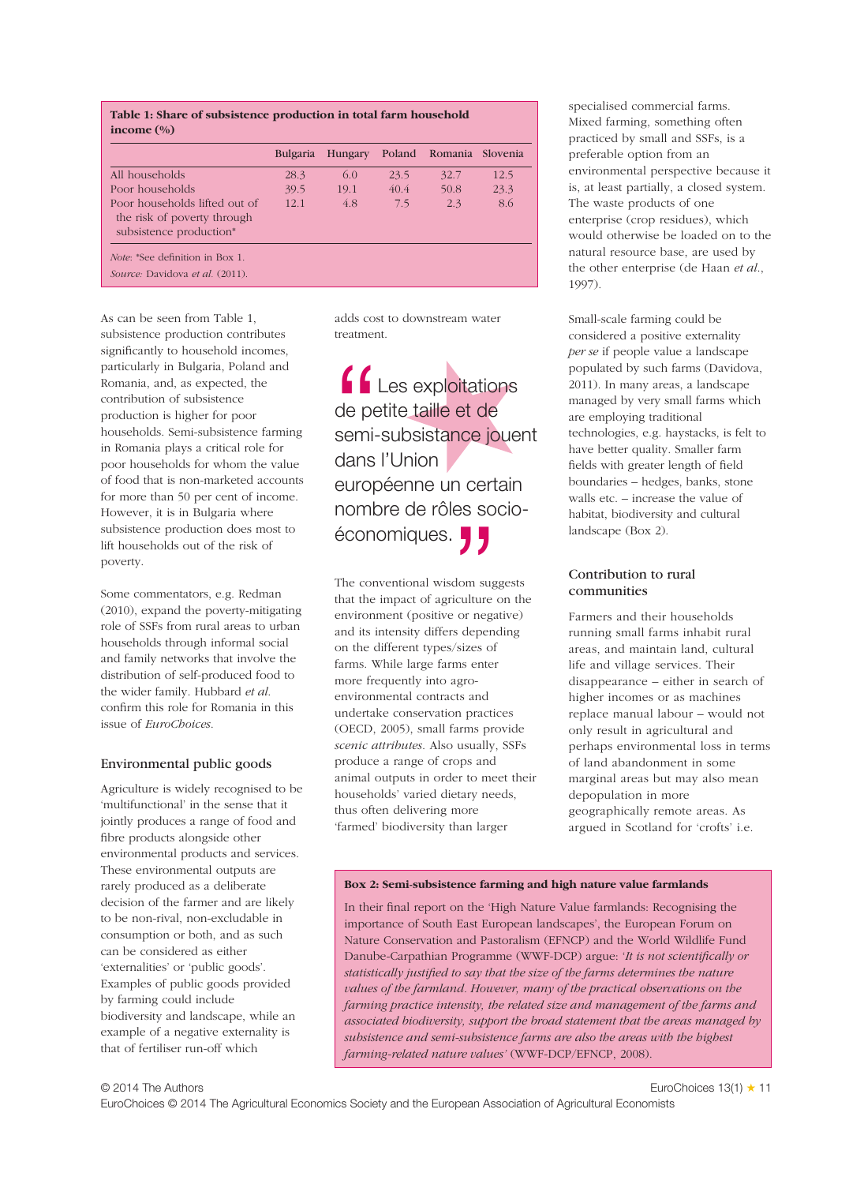**Table 1: Share of subsistence production in total farm household income (%)**

| | Bulgaria | Hungary | Poland | Romania | Slovenia |
|---|---|---|---|---|---|
| All households | 28.3 | 6.0 | 23.5 | 32.7 | 12.5 |
| Poor households | 39.5 | 19.1 | 40.4 | 50.8 | 23.3 |
| Poor households lifted out of the risk of poverty through subsistence production* | 12.1 | 4.8 | 7.5 | 2.3 | 8.6 |

*Note*: *See definition in Box 1.

*Source:* Davidova *et al.* (2011).

As can be seen from Table 1, subsistence production contributes significantly to household incomes, particularly in Bulgaria, Poland and Romania, and, as expected, the contribution of subsistence production is higher for poor households. Semi-subsistence farming in Romania plays a critical role for poor households for whom the value of food that is non-marketed accounts for more than 50 per cent of income. However, it is in Bulgaria where subsistence production does most to lift households out of the risk of poverty.

Some commentators, e.g. Redman (2010), expand the poverty-mitigating role of SSFs from rural areas to urban households through informal social and family networks that involve the distribution of self-produced food to the wider family. Hubbard *et al.* confirm this role for Romania in this issue of *EuroChoices*.

## Environmental public goods

Agriculture is widely recognised to be 'multifunctional' in the sense that it jointly produces a range of food and fibre products alongside other environmental products and services. These environmental outputs are rarely produced as a deliberate decision of the farmer and are likely to be non-rival, non-excludable in consumption or both, and as such can be considered as either 'externalities' or 'public goods'. Examples of public goods provided by farming could include biodiversity and landscape, while an example of a negative externality is that of fertiliser run-off which adds cost to downstream water treatment.

> "Les exploitations de petite taille et de semi-subsistance jouent dans l'Union européenne un certain nombre de rôles socio-économiques."

The conventional wisdom suggests that the impact of agriculture on the environment (positive or negative) and its intensity differs depending on the different types/sizes of farms. While large farms enter more frequently into agro-environmental contracts and undertake conservation practices (OECD, 2005), small farms provide *scenic attributes*. Also usually, SSFs produce a range of crops and animal outputs in order to meet their households' varied dietary needs, thus often delivering more 'farmed' biodiversity than larger specialised commercial farms. Mixed farming, something often practiced by small and SSFs, is a preferable option from an environmental perspective because it is, at least partially, a closed system. The waste products of one enterprise (crop residues), which would otherwise be loaded on to the natural resource base, are used by the other enterprise (de Haan *et al.*, 1997).

Small-scale farming could be considered a positive externality *per se* if people value a landscape populated by such farms (Davidova, 2011). In many areas, a landscape managed by very small farms which are employing traditional technologies, e.g. haystacks, is felt to have better quality. Smaller farm fields with greater length of field boundaries – hedges, banks, stone walls etc. – increase the value of habitat, biodiversity and cultural landscape (Box 2).

## Contribution to rural communities

Farmers and their households running small farms inhabit rural areas, and maintain land, cultural life and village services. Their disappearance – either in search of higher incomes or as machines replace manual labour – would not only result in agricultural and perhaps environmental loss in terms of land abandonment in some marginal areas but may also mean depopulation in more geographically remote areas. As argued in Scotland for 'crofts' i.e.

**Box 2: Semi-subsistence farming and high nature value farmlands**

In their final report on the 'High Nature Value farmlands: Recognising the importance of South East European landscapes', the European Forum on Nature Conservation and Pastoralism (EFNCP) and the World Wildlife Fund Danube-Carpathian Programme (WWF-DCP) argue: '*It is not scientifically or statistically justified to say that the size of the farms determines the nature values of the farmland. However, many of the practical observations on the farming practice intensity, the related size and management of the farms and associated biodiversity, support the broad statement that the areas managed by subsistence and semi-subsistence farms are also the areas with the highest farming-related nature values*' (WWF-DCP/EFNCP, 2008).

© 2014 The Authors
EuroChoices © 2014 The Agricultural Economics Society and the European Association of Agricultural Economists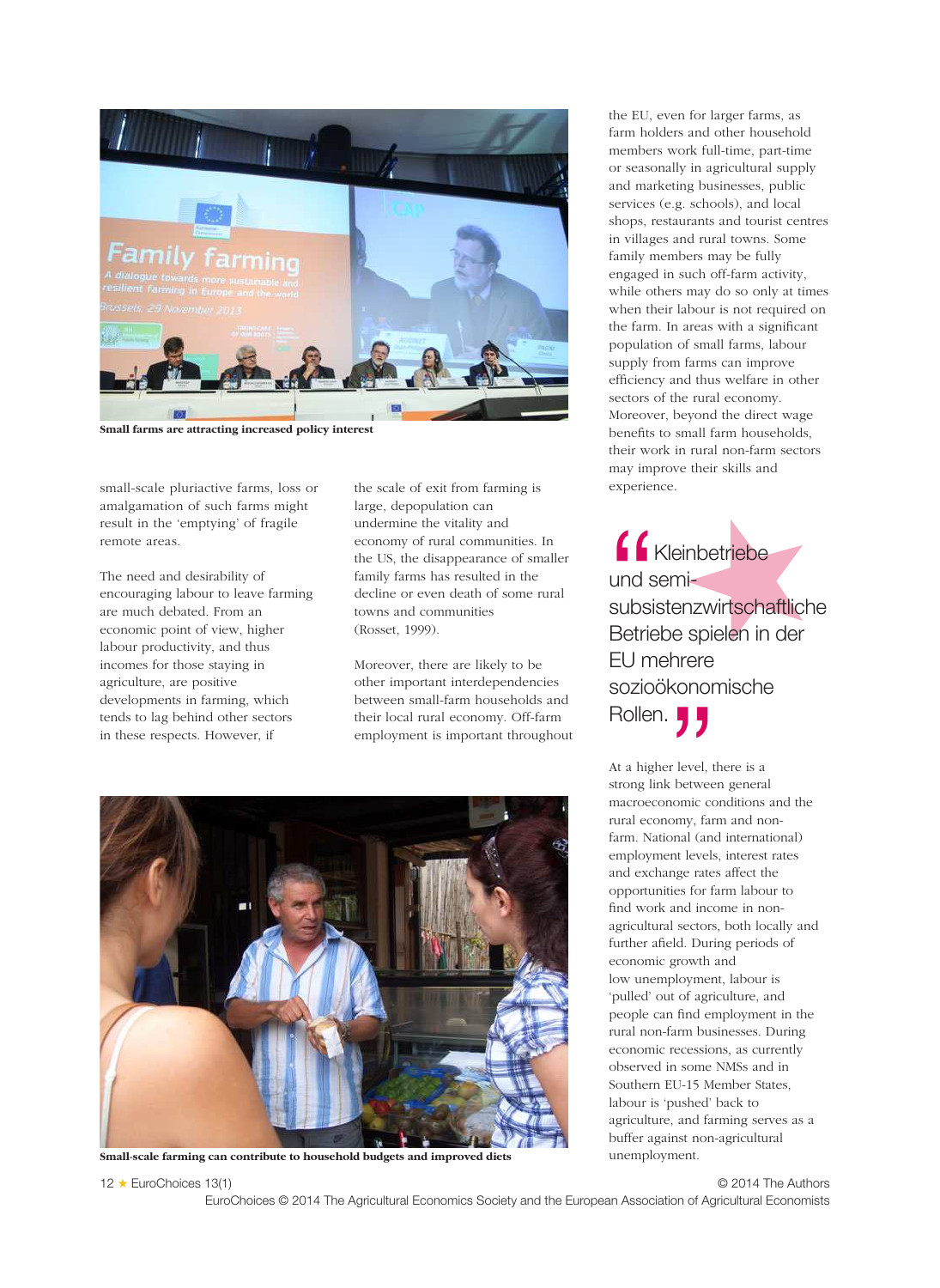Small farms are attracting increased policy interest

small-scale pluriactive farms, loss or amalgamation of such farms might result in the 'emptying' of fragile remote areas.

The need and desirability of encouraging labour to leave farming are much debated. From an economic point of view, higher labour productivity, and thus incomes for those staying in agriculture, are positive developments in farming, which tends to lag behind other sectors in these respects. However, if the scale of exit from farming is large, depopulation can undermine the vitality and economy of rural communities. In the US, the disappearance of smaller family farms has resulted in the decline or even death of some rural towns and communities (Rosset, 1999).

Moreover, there are likely to be other important interdependencies between small-farm households and their local rural economy. Off-farm employment is important throughout the EU, even for larger farms, as farm holders and other household members work full-time, part-time or seasonally in agricultural supply and marketing businesses, public services (e.g. schools), and local shops, restaurants and tourist centres in villages and rural towns. Some family members may be fully engaged in such off-farm activity, while others may do so only at times when their labour is not required on the farm. In areas with a significant population of small farms, labour supply from farms can improve efficiency and thus welfare in other sectors of the rural economy. Moreover, beyond the direct wage benefits to small farm households, their work in rural non-farm sectors may improve their skills and experience.

> "Kleinbetriebe und semi-subsistenzwirtschaftliche Betriebe spielen in der EU mehrere sozioökonomische Rollen."

At a higher level, there is a strong link between general macroeconomic conditions and the rural economy, farm and non-farm. National (and international) employment levels, interest rates and exchange rates affect the opportunities for farm labour to find work and income in non-agricultural sectors, both locally and further afield. During periods of economic growth and low unemployment, labour is 'pulled' out of agriculture, and people can find employment in the rural non-farm businesses. During economic recessions, as currently observed in some NMSs and in Southern EU-15 Member States, labour is 'pushed' back to agriculture, and farming serves as a buffer against non-agricultural unemployment.

Small-scale farming can contribute to household budgets and improved diets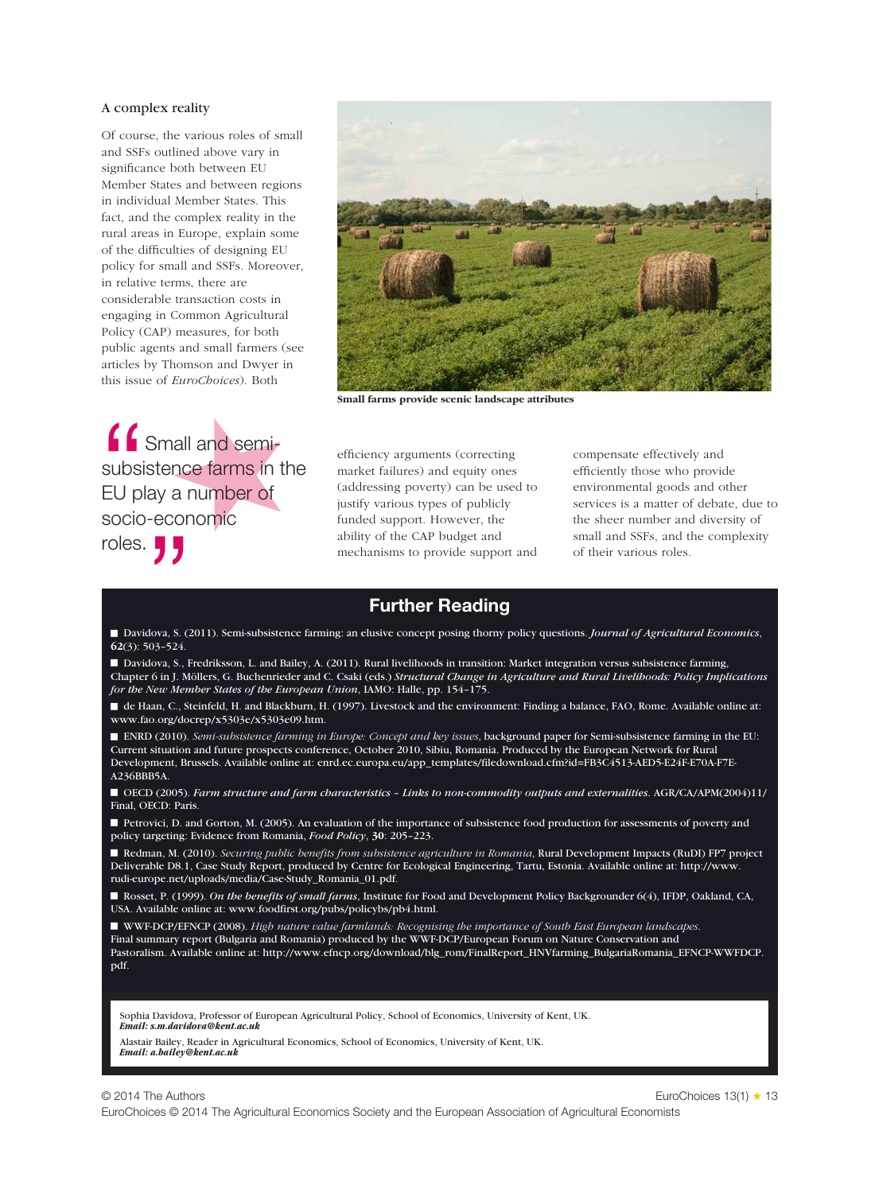### A complex reality

Of course, the various roles of small and SSFs outlined above vary in significance both between EU Member States and between regions in individual Member States. This fact, and the complex reality in the rural areas in Europe, explain some of the difficulties of designing EU policy for small and SSFs. Moreover, in relative terms, there are considerable transaction costs in engaging in Common Agricultural Policy (CAP) measures, for both public agents and small farmers (see articles by Thomson and Dwyer in this issue of *EuroChoices*). Both efficiency arguments (correcting market failures) and equity ones (addressing poverty) can be used to justify various types of publicly funded support. However, the ability of the CAP budget and mechanisms to provide support and compensate effectively and efficiently those who provide environmental goods and other services is a matter of debate, due to the sheer number and diversity of small and SSFs, and the complexity of their various roles.

**Small farms provide scenic landscape attributes**

> "Small and semi-subsistence farms in the EU play a number of socio-economic roles."

## Further Reading

- Davidova, S. (2011). Semi-subsistence farming: an elusive concept posing thorny policy questions. *Journal of Agricultural Economics*, **62**(3): 503–524.
- Davidova, S., Fredriksson, L. and Bailey, A. (2011). Rural livelihoods in transition: Market integration versus subsistence farming, Chapter 6 in J. Möllers, G. Buchenrieder and C. Csaki (eds.) *Structural Change in Agriculture and Rural Livelihoods: Policy Implications for the New Member States of the European Union*, IAMO: Halle, pp. 154–175.
- de Haan, C., Steinfeld, H. and Blackburn, H. (1997). Livestock and the environment: Finding a balance, FAO, Rome. Available online at: www.fao.org/docrep/x5303e/x5303e09.htm.
- ENRD (2010). *Semi-subsistence farming in Europe: Concept and key issues*, background paper for Semi-subsistence farming in the EU: Current situation and future prospects conference, October 2010, Sibiu, Romania. Produced by the European Network for Rural Development, Brussels. Available online at: enrd.ec.europa.eu/app_templates/filedownload.cfm?id=FB3C4513-AED5-E24F-E70A-F7E-A236BBB5A.
- OECD (2005). *Farm structure and farm characteristics – Links to non-commodity outputs and externalities*. AGR/CA/APM(2004)11/Final, OECD: Paris.
- Petrovici, D. and Gorton, M. (2005). An evaluation of the importance of subsistence food production for assessments of poverty and policy targeting: Evidence from Romania, *Food Policy*, **30**: 205–223.
- Redman, M. (2010). *Securing public benefits from subsistence agriculture in Romania*, Rural Development Impacts (RuDI) FP7 project Deliverable D8.1, Case Study Report, produced by Centre for Ecological Engineering, Tartu, Estonia. Available online at: http://www.rudi-europe.net/uploads/media/Case-Study_Romania_01.pdf.
- Rosset, P. (1999). *On the benefits of small farms*, Institute for Food and Development Policy Backgrounder 6(4), IFDP, Oakland, CA, USA. Available online at: www.foodfirst.org/pubs/policybs/pb4.html.
- WWF-DCP/EFNCP (2008). *High nature value farmlands: Recognising the importance of South East European landscapes*. Final summary report (Bulgaria and Romania) produced by the WWF-DCP/European Forum on Nature Conservation and Pastoralism. Available online at: http://www.efncp.org/download/blg_rom/FinalReport_HNVfarming_BulgariaRomania_EFNCP-WWFDCP.pdf.

Sophia Davidova, Professor of European Agricultural Policy, School of Economics, University of Kent, UK.
***Email: s.m.davidova@kent.ac.uk***

Alastair Bailey, Reader in Agricultural Economics, School of Economics, University of Kent, UK.
***Email: a.bailey@kent.ac.uk***

© 2014 The Authors
EuroChoices © 2014 The Agricultural Economics Society and the European Association of Agricultural Economists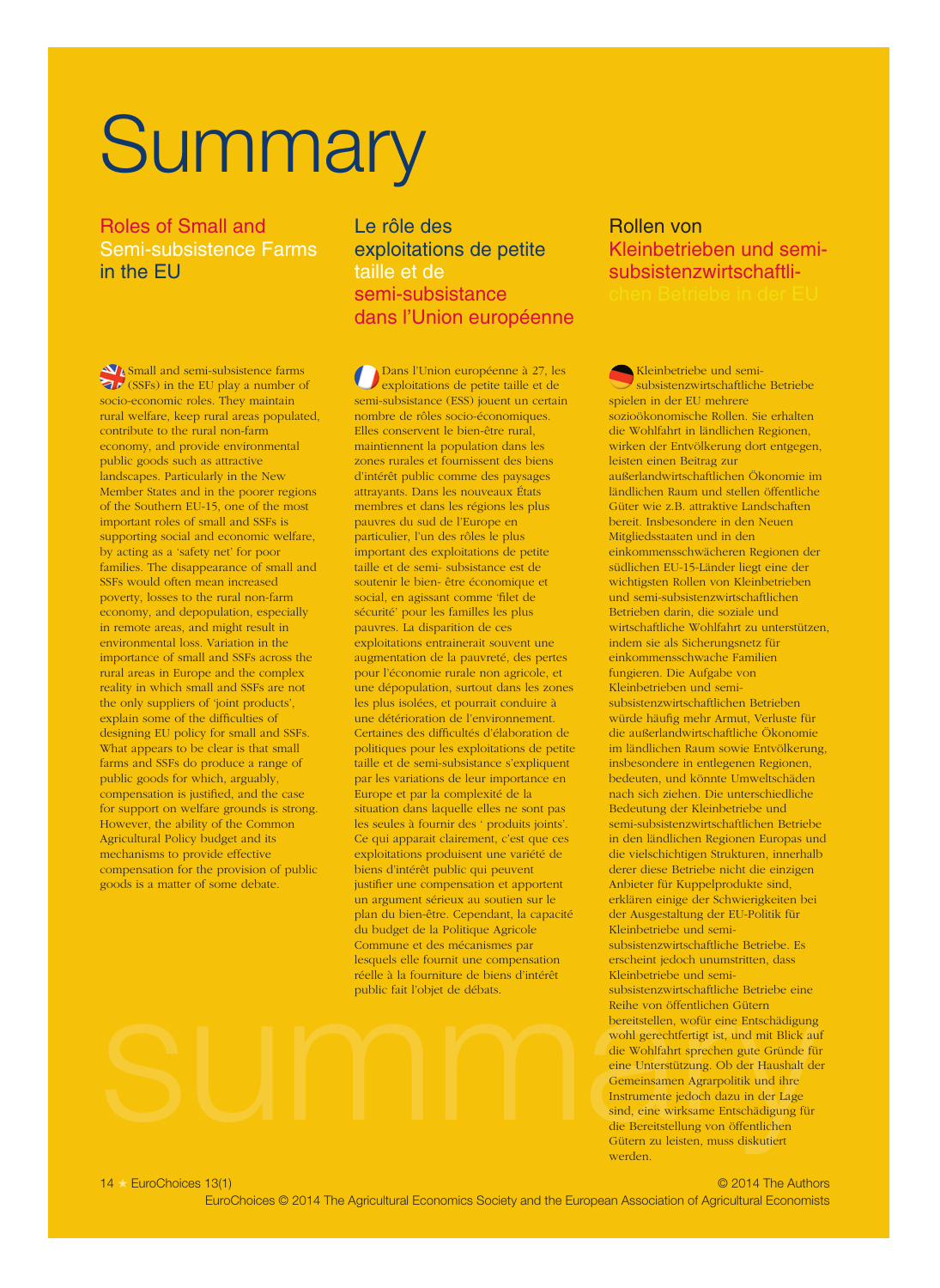# Summary

## Roles of Small and Semi-subsistence Farms in the EU

Small and semi-subsistence farms (SSFs) in the EU play a number of socio-economic roles. They maintain rural welfare, keep rural areas populated, contribute to the rural non-farm economy, and provide environmental public goods such as attractive landscapes. Particularly in the New Member States and in the poorer regions of the Southern EU-15, one of the most important roles of small and SSFs is supporting social and economic welfare, by acting as a 'safety net' for poor families. The disappearance of small and SSFs would often mean increased poverty, losses to the rural non-farm economy, and depopulation, especially in remote areas, and might result in environmental loss. Variation in the importance of small and SSFs across the rural areas in Europe and the complex reality in which small and SSFs are not the only suppliers of 'joint products', explain some of the difficulties of designing EU policy for small and SSFs. What appears to be clear is that small farms and SSFs do produce a range of public goods for which, arguably, compensation is justified, and the case for support on welfare grounds is strong. However, the ability of the Common Agricultural Policy budget and its mechanisms to provide effective compensation for the provision of public goods is a matter of some debate.

## Le rôle des exploitations de petite taille et de semi-subsistance dans l'Union européenne

Dans l'Union européenne à 27, les exploitations de petite taille et de semi-subsistance (ESS) jouent un certain nombre de rôles socio-économiques. Elles conservent le bien-être rural, maintiennent la population dans les zones rurales et fournissent des biens d'intérêt public comme des paysages attrayants. Dans les nouveaux États membres et dans les régions les plus pauvres du sud de l'Europe en particulier, l'un des rôles le plus important des exploitations de petite taille et de semi- subsistance est de soutenir le bien- être économique et social, en agissant comme 'filet de sécurité' pour les familles les plus pauvres. La disparition de ces exploitations entrainerait souvent une augmentation de la pauvreté, des pertes pour l'économie rurale non agricole, et une dépopulation, surtout dans les zones les plus isolées, et pourrait conduire à une détérioration de l'environnement. Certaines des difficultés d'élaboration de politiques pour les exploitations de petite taille et de semi-subsistance s'expliquent par les variations de leur importance en Europe et par la complexité de la situation dans laquelle elles ne sont pas les seules à fournir des ' produits joints'. Ce qui apparait clairement, c'est que ces exploitations produisent une variété de biens d'intérêt public qui peuvent justifier une compensation et apportent un argument sérieux au soutien sur le plan du bien-être. Cependant, la capacité du budget de la Politique Agricole Commune et des mécanismes par lesquels elle fournit une compensation réelle à la fourniture de biens d'intérêt public fait l'objet de débats.

## Rollen von Kleinbetrieben und semi-subsistenzwirtschaftlichen Betriebe in der EU

Kleinbetriebe und semi-subsistenzwirtschaftliche Betriebe spielen in der EU mehrere sozioökonomische Rollen. Sie erhalten die Wohlfahrt in ländlichen Regionen, wirken der Entvölkerung dort entgegen, leisten einen Beitrag zur außerlandwirtschaftlichen Ökonomie im ländlichen Raum und stellen öffentliche Güter wie z.B. attraktive Landschaften bereit. Insbesondere in den Neuen Mitgliedsstaaten und in den einkommensschwächeren Regionen der südlichen EU-15-Länder liegt eine der wichtigsten Rollen von Kleinbetrieben und semi-subsistenzwirtschaftlichen Betrieben darin, die soziale und wirtschaftliche Wohlfahrt zu unterstützen, indem sie als Sicherungsnetz für einkommensschwache Familien fungieren. Die Aufgabe von Kleinbetrieben und semi-subsistenzwirtschaftlichen Betrieben würde häufig mehr Armut, Verluste für die außerlandwirtschaftliche Ökonomie im ländlichen Raum sowie Entvölkerung, insbesondere in entlegenen Regionen, bedeuten, und könnte Umweltschäden nach sich ziehen. Die unterschiedliche Bedeutung der Kleinbetriebe und semi-subsistenzwirtschaftlichen Betriebe in den ländlichen Regionen Europas und die vielschichtigen Strukturen, innerhalb derer diese Betriebe nicht die einzigen Anbieter für Kuppelprodukte sind, erklären einige der Schwierigkeiten bei der Ausgestaltung der EU-Politik für Kleinbetriebe und semi-subsistenzwirtschaftliche Betriebe. Es erscheint jedoch unumstritten, dass Kleinbetriebe und semi-subsistenzwirtschaftliche Betriebe eine Reihe von öffentlichen Gütern bereitstellen, wofür eine Entschädigung wohl gerechtfertigt ist, und mit Blick auf die Wohlfahrt sprechen gute Gründe für eine Unterstützung. Ob der Haushalt der Gemeinsamen Agrarpolitik und ihre Instrumente jedoch dazu in der Lage sind, eine wirksame Entschädigung für die Bereitstellung von öffentlichen Gütern zu leisten, muss diskutiert werden.

© 2014 The Authors
EuroChoices © 2014 The Agricultural Economics Society and the European Association of Agricultural Economists